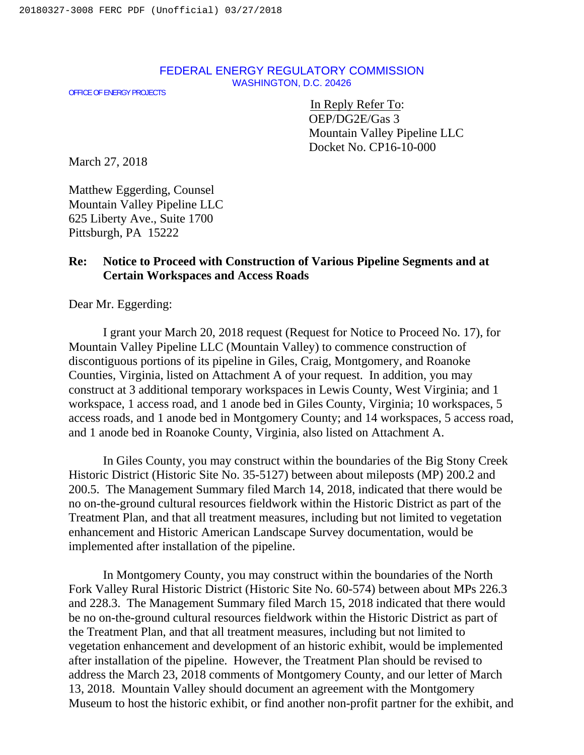FEDERAL ENERGY REGULATORY COMMISSION
WASHINGTON, D.C. 20426

OFFICE OF ENERGY PROJECTS

In Reply Refer To:
OEP/DG2E/Gas 3
Mountain Valley Pipeline LLC
Docket No. CP16-10-000

March 27, 2018

Matthew Eggerding, Counsel
Mountain Valley Pipeline LLC
625 Liberty Ave., Suite 1700
Pittsburgh, PA 15222

**Re: Notice to Proceed with Construction of Various Pipeline Segments and at Certain Workspaces and Access Roads**

Dear Mr. Eggerding:

I grant your March 20, 2018 request (Request for Notice to Proceed No. 17), for Mountain Valley Pipeline LLC (Mountain Valley) to commence construction of discontiguous portions of its pipeline in Giles, Craig, Montgomery, and Roanoke Counties, Virginia, listed on Attachment A of your request. In addition, you may construct at 3 additional temporary workspaces in Lewis County, West Virginia; and 1 workspace, 1 access road, and 1 anode bed in Giles County, Virginia; 10 workspaces, 5 access roads, and 1 anode bed in Montgomery County; and 14 workspaces, 5 access road, and 1 anode bed in Roanoke County, Virginia, also listed on Attachment A.

In Giles County, you may construct within the boundaries of the Big Stony Creek Historic District (Historic Site No. 35-5127) between about mileposts (MP) 200.2 and 200.5. The Management Summary filed March 14, 2018, indicated that there would be no on-the-ground cultural resources fieldwork within the Historic District as part of the Treatment Plan, and that all treatment measures, including but not limited to vegetation enhancement and Historic American Landscape Survey documentation, would be implemented after installation of the pipeline.

In Montgomery County, you may construct within the boundaries of the North Fork Valley Rural Historic District (Historic Site No. 60-574) between about MPs 226.3 and 228.3. The Management Summary filed March 15, 2018 indicated that there would be no on-the-ground cultural resources fieldwork within the Historic District as part of the Treatment Plan, and that all treatment measures, including but not limited to vegetation enhancement and development of an historic exhibit, would be implemented after installation of the pipeline. However, the Treatment Plan should be revised to address the March 23, 2018 comments of Montgomery County, and our letter of March 13, 2018. Mountain Valley should document an agreement with the Montgomery Museum to host the historic exhibit, or find another non-profit partner for the exhibit, and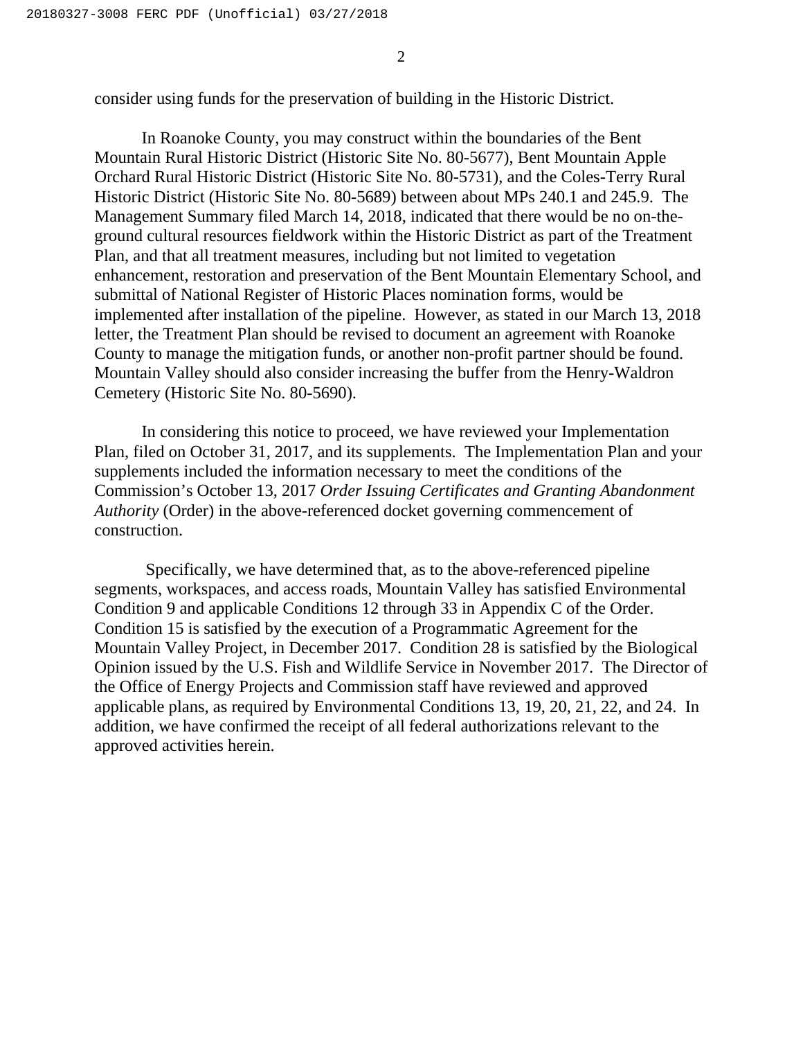consider using funds for the preservation of building in the Historic District.

In Roanoke County, you may construct within the boundaries of the Bent Mountain Rural Historic District (Historic Site No. 80-5677), Bent Mountain Apple Orchard Rural Historic District (Historic Site No. 80-5731), and the Coles-Terry Rural Historic District (Historic Site No. 80-5689) between about MPs 240.1 and 245.9. The Management Summary filed March 14, 2018, indicated that there would be no on-the-ground cultural resources fieldwork within the Historic District as part of the Treatment Plan, and that all treatment measures, including but not limited to vegetation enhancement, restoration and preservation of the Bent Mountain Elementary School, and submittal of National Register of Historic Places nomination forms, would be implemented after installation of the pipeline. However, as stated in our March 13, 2018 letter, the Treatment Plan should be revised to document an agreement with Roanoke County to manage the mitigation funds, or another non-profit partner should be found. Mountain Valley should also consider increasing the buffer from the Henry-Waldron Cemetery (Historic Site No. 80-5690).

In considering this notice to proceed, we have reviewed your Implementation Plan, filed on October 31, 2017, and its supplements. The Implementation Plan and your supplements included the information necessary to meet the conditions of the Commission's October 13, 2017 *Order Issuing Certificates and Granting Abandonment Authority* (Order) in the above-referenced docket governing commencement of construction.

Specifically, we have determined that, as to the above-referenced pipeline segments, workspaces, and access roads, Mountain Valley has satisfied Environmental Condition 9 and applicable Conditions 12 through 33 in Appendix C of the Order. Condition 15 is satisfied by the execution of a Programmatic Agreement for the Mountain Valley Project, in December 2017. Condition 28 is satisfied by the Biological Opinion issued by the U.S. Fish and Wildlife Service in November 2017. The Director of the Office of Energy Projects and Commission staff have reviewed and approved applicable plans, as required by Environmental Conditions 13, 19, 20, 21, 22, and 24. In addition, we have confirmed the receipt of all federal authorizations relevant to the approved activities herein.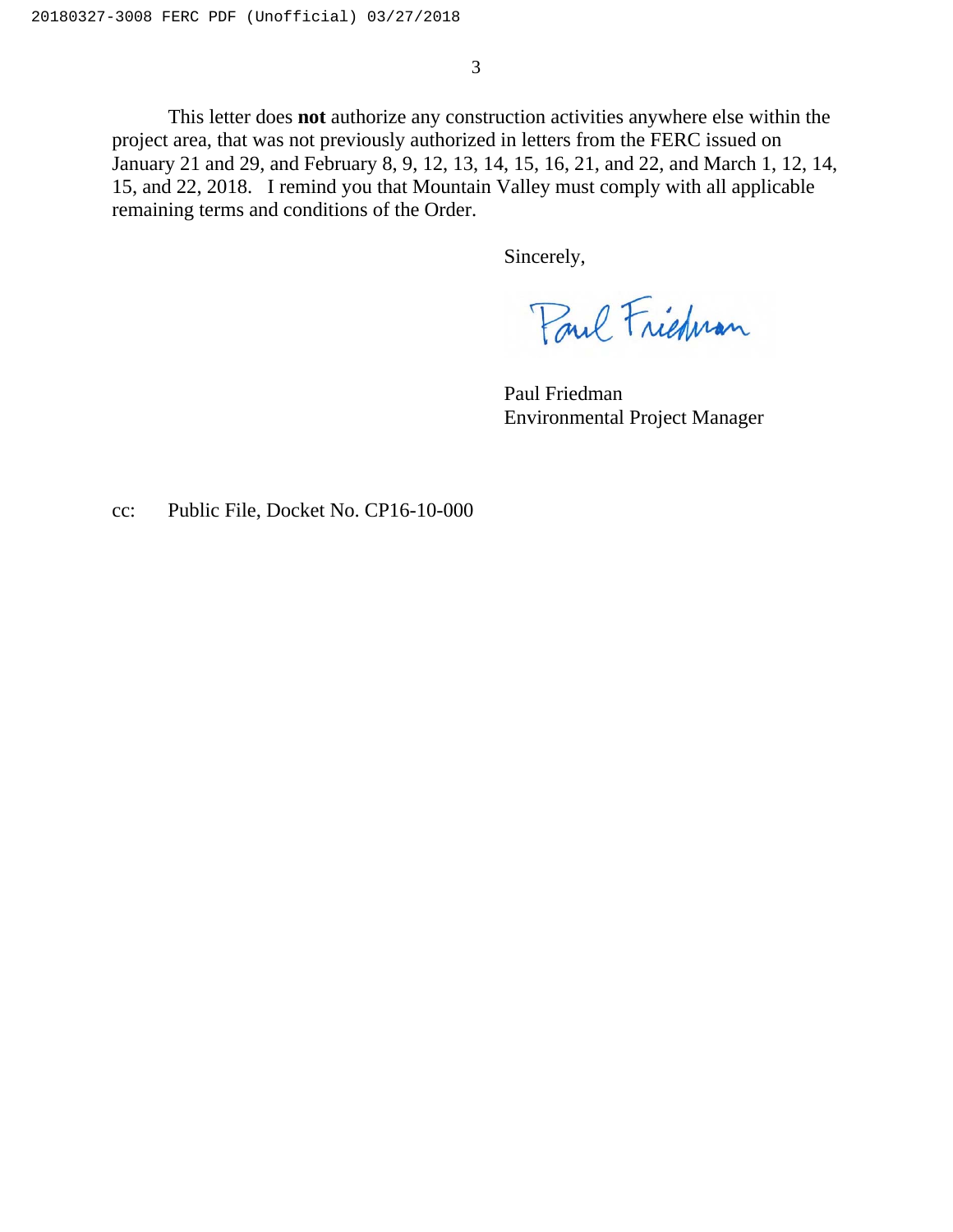This letter does **not** authorize any construction activities anywhere else within the project area, that was not previously authorized in letters from the FERC issued on January 21 and 29, and February 8, 9, 12, 13, 14, 15, 16, 21, and 22, and March 1, 12, 14, 15, and 22, 2018. I remind you that Mountain Valley must comply with all applicable remaining terms and conditions of the Order.

Sincerely,

Paul Friedman

Paul Friedman
Environmental Project Manager

cc: Public File, Docket No. CP16-10-000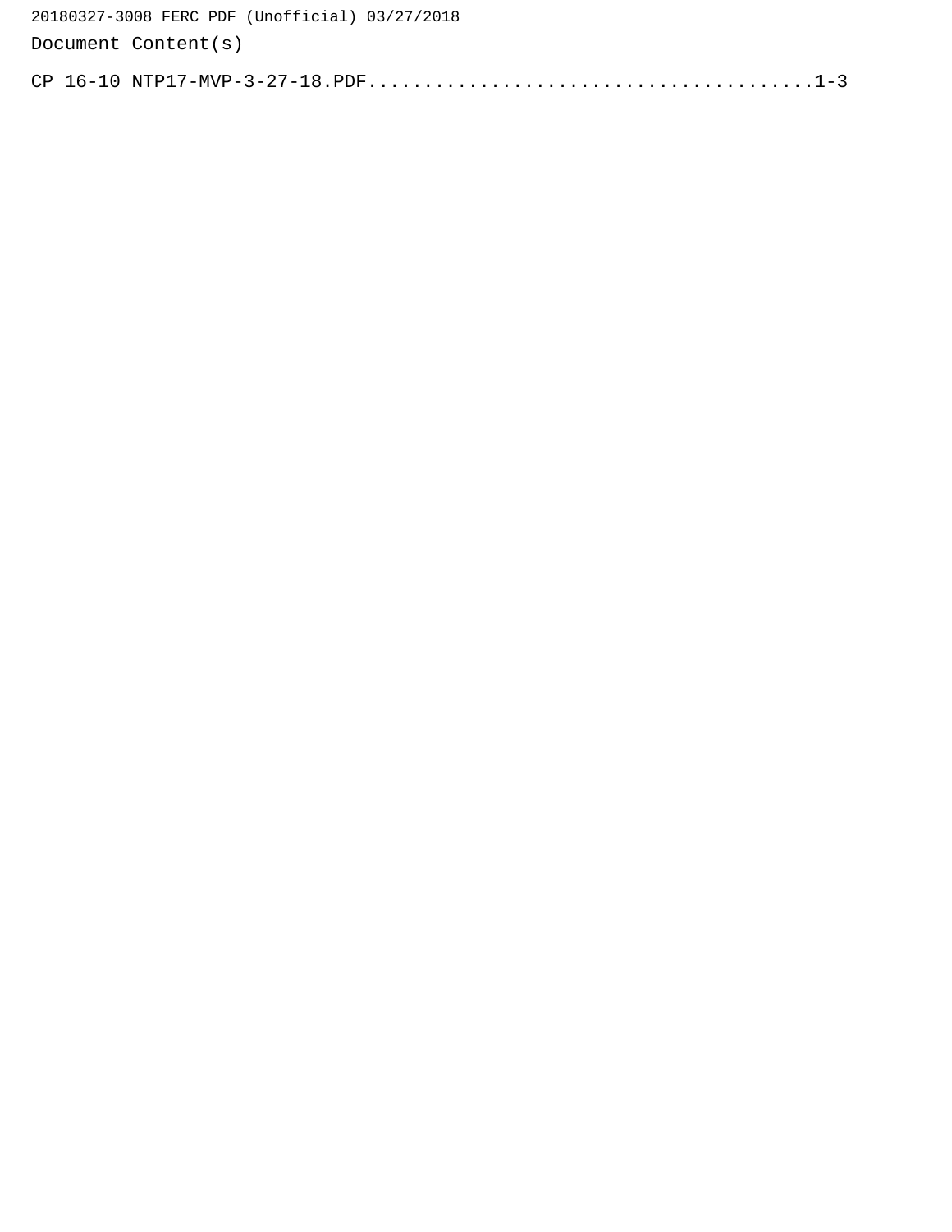Document Content(s)

CP 16-10 NTP17-MVP-3-27-18.PDF........................................1-3